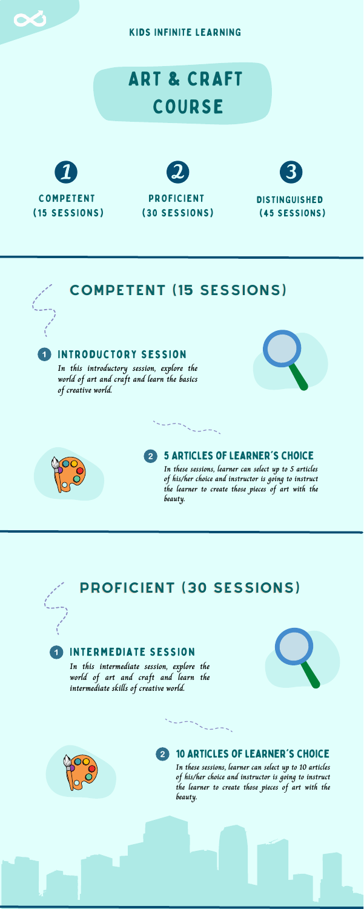KIDS INFINITE LEARNING

# ART & CRAFT COURSE

1. COMPETENT (15 SESSIONS)
2. PROFICIENT (30 SESSIONS)
3. DISTINGUISHED (45 SESSIONS)

## COMPETENT (15 SESSIONS)

### 1 INTRODUCTORY SESSION

*In this introductory session, explore the world of art and craft and learn the basics of creative world.*

### 2 5 ARTICLES OF LEARNER'S CHOICE

*In these sessions, learner can select up to 5 articles of his/her choice and instructor is going to instruct the learner to create those pieces of art with the beauty.*

## PROFICIENT (30 SESSIONS)

### 1 INTERMEDIATE SESSION

*In this intermediate session, explore the world of art and craft and learn the intermediate skills of creative world.*

### 2 10 ARTICLES OF LEARNER'S CHOICE

*In these sessions, learner can select up to 10 articles of his/her choice and instructor is going to instruct the learner to create those pieces of art with the beauty.*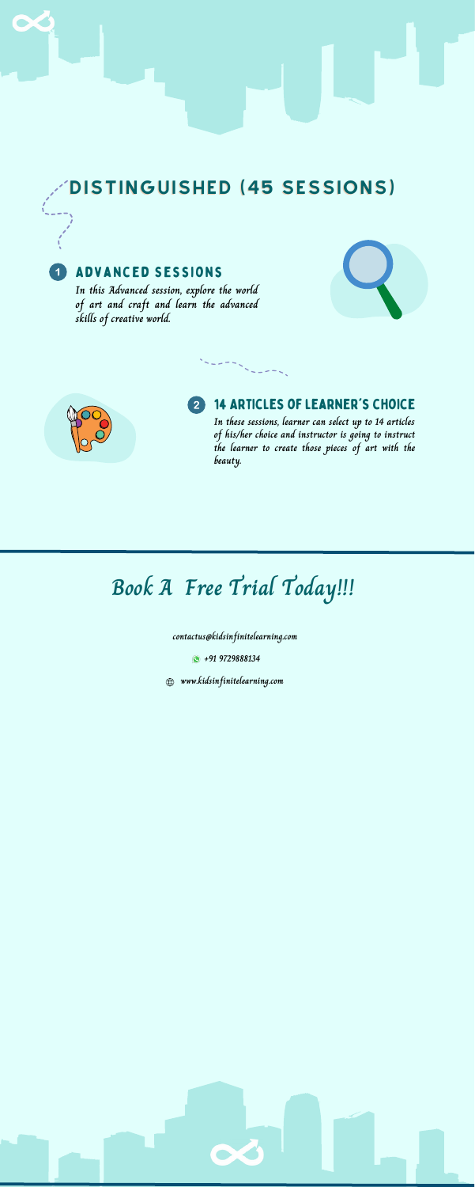# DISTINGUISHED (45 SESSIONS)

## 1 ADVANCED SESSIONS

*In this Advanced session, explore the world of art and craft and learn the advanced skills of creative world.*

## 2 14 ARTICLES OF LEARNER'S CHOICE

*In these sessions, learner can select up to 14 articles of his/her choice and instructor is going to instruct the learner to create those pieces of art with the beauty.*

# *Book A Free Trial Today!!!*

*contactus@kidsinfinitelearning.com*

*+91 9729888134*

*www.kidsinfinitelearning.com*